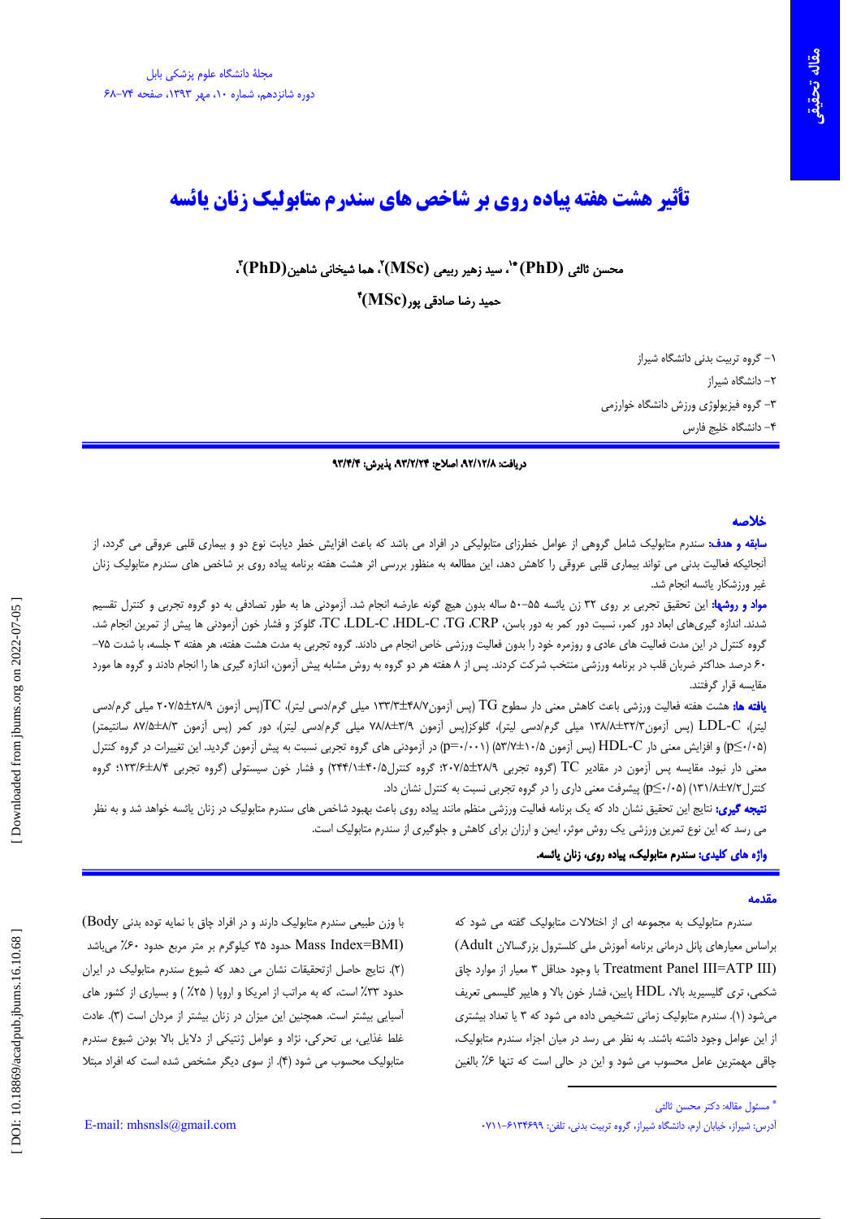# تأثیر هشت هفته پیاده روی بر شاخص های سندرم متابولیک زنان یائسه

**محسن ثالثی (PhD)[1*]، سید زهیر ربیعی (MSc)[2]، هما شیخانی شاهین(PhD)[3]، حمید رضا صادقی پور(MSc)[4]**

۱- گروه تربیت بدنی دانشگاه شیراز
۲- دانشگاه شیراز
۳- گروه فیزیولوژی ورزش دانشگاه خوارزمی
۴- دانشگاه خلیج فارس

**دریافت: ۹۲/۱۲/۸، اصلاح: ۹۳/۲/۲۴، پذیرش: ۹۳/۴/۴**

## خلاصه

**سابقه و هدف:** سندرم متابولیک شامل گروهی از عوامل خطرزای متابولیکی در افراد می باشد که باعث افزایش خطر دیابت نوع دو و بیماری قلبی عروقی می گردد، از آنجائیکه فعالیت بدنی می تواند بیماری قلبی عروقی را کاهش دهد، این مطالعه به منظور بررسی اثر هشت هفته برنامه پیاده روی بر شاخص های سندرم متابولیک زنان غیر ورزشکار یائسه انجام شد.

**مواد و روشها:** این تحقیق تجربی بر روی ۳۲ زن یائسه ۵۵-۵۰ ساله بدون هیچ گونه عارضه انجام شد. آزمودنی ها به طور تصادفی به دو گروه تجربی و کنترل تقسیم شدند. اندازه گیری‌های ابعاد دور کمر، نسبت دور کمر به دور باسن، CRP، TG، HDL-C، LDL-C، TC، گلوکز و فشار خون آزمودنی ها پیش از تمرین انجام شد. گروه کنترل در این مدت فعالیت های عادی و روزمره خود را بدون فعالیت ورزشی خاص انجام می دادند. گروه تجربی به مدت هشت هفته، هر هفته ۳ جلسه، با شدت ۷۵-۶۰ درصد حداکثر ضربان قلب در برنامه ورزشی منتخب شرکت کردند. پس از ۸ هفته هر دو گروه به روش مشابه پیش آزمون، اندازه گیری ها را انجام دادند و گروه ها مورد مقایسه قرار گرفتند.

**یافته ها:** هشت هفته فعالیت ورزشی باعث کاهش معنی دار در سطوح TG (پس آزمون۱۳۳/۳±۴۸/۷ میلی گرم/دسی لیتر)، TC(پس آزمون ۲۰۷/۵±۲۸/۹ میلی گرم/دسی لیتر)، LDL-C (پس آزمون۱۳۸/۸±۳۲/۳ میلی گرم/دسی لیتر)، گلوکز(پس آزمون ۷۸/۸±۳/۹ میلی گرم/دسی لیتر)، دور کمر (پس آزمون ۸۷/۵±۸/۳ سانتیمتر) ($p\leq0/05$) و افزایش معنی دار در HDL-C (پس آزمون ۵۳/۷±۱۰/۵) ($p=0/001$) در آزمودنی های گروه تجربی نسبت به پیش آزمون گردید. این تغییرات در گروه کنترل معنی دار نبود. مقایسه پس آزمون در مقادیر TC (گروه تجربی ۲۰۷/۵±۲۸/۹؛ گروه کنترل۲۴۴/۱±۴۰/۵) و فشار خون سیستولی (گروه تجربی ۱۲۳/۶±۸/۴؛ گروه کنترل۱۳۱/۸±۷/۲) ($p\leq0/05$) پیشرفت معنی داری را در گروه تجربی نسبت به کنترل نشان داد.

**نتیجه گیری:** نتایج این تحقیق نشان داد که یک برنامه فعالیت ورزشی منظم مانند پیاده روی باعث بهبود شاخص های سندرم متابولیک در زنان یائسه خواهد شد و به نظر می رسد که این نوع تمرین ورزشی یک روش موثر، ایمن و ارزان برای کاهش و جلوگیری از سندرم متابولیک است.

**واژه های کلیدی:** سندرم متابولیک، پیاده روی، زنان یائسه.

## مقدمه

سندرم متابولیک به مجموعه ای از اختلالات متابولیک گفته می شود که براساس معیارهای پانل درمانی برنامه آموزش ملی کلسترول بزرگسالان (Adult Treatment Panel III=ATP III) با وجود حداقل ۳ معیار از موارد چاق شکمی، تری گلیسیرید بالا، HDL پایین، فشار خون بالا و هایپر گلیسمی تعریف می‌شود (۱). سندرم متابولیک زمانی تشخیص داده می شود که ۳ یا تعداد بیشتری از این عوامل وجود داشته باشند. به نظر می رسد در میان اجزاء سندرم متابولیک، چاقی مهمترین عامل محسوب می شود و این در حالی است که تنها ۶٪ بالغین با وزن طبیعی سندرم متابولیک دارند و در افراد چاق با نمایه توده بدنی (Body Mass Index=BMI) حدود ۳۵ کیلوگرم بر متر مربع حدود ۶۰٪ می‌باشد (۲). نتایج حاصل ازتحقیقات نشان می دهد که شیوع سندرم متابولیک در ایران حدود ۳۳٪ است، که به مراتب از امریکا و اروپا ( ۲۵٪ ) و بسیاری از کشور های آسیایی بیشتر است. همچنین این میزان در زنان بیشتر از مردان است (۳). عادت غلط غذایی، بی تحرکی، نژاد و عوامل ژنتیکی از دلایل بالا بودن شیوع سندرم متابولیک محسوب می شود (۴). از سوی دیگر مشخص شده است که افراد مبتلا

---

* مسئول مقاله: دکتر محسن ثالثی

آدرس: شیراز، خیابان ارم، دانشگاه شیراز، گروه تربیت بدنی، تلفن: ۰۷۱۱-۶۱۳۴۶۹۹

E-mail: mhsnsls@gmail.com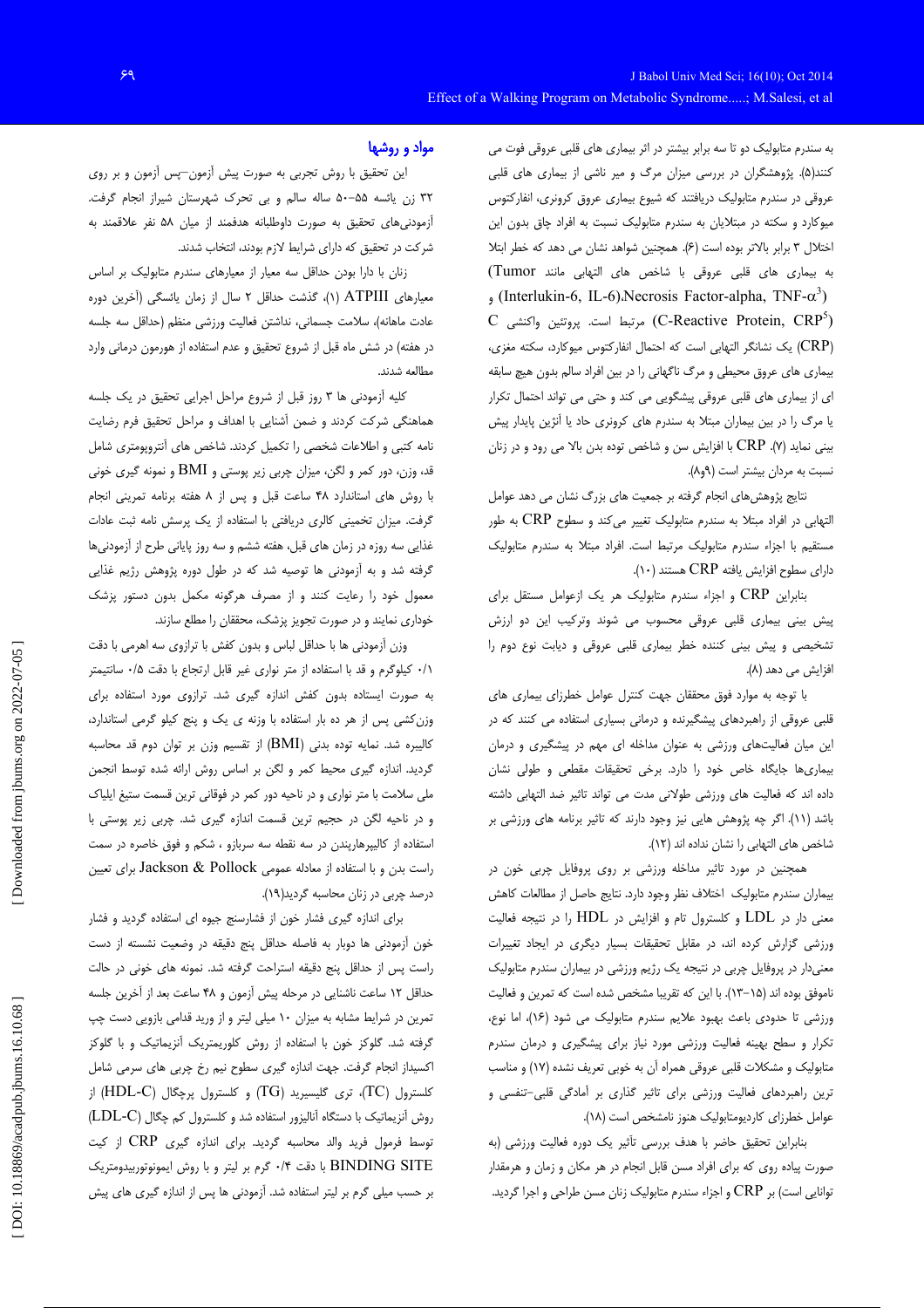به سندرم متابولیک دو تا سه برابر بیشتر در اثر بیماری های قلبی عروقی فوت می کنند(۵). پژوهشگران در بررسی میزان مرگ و میر ناشی از بیماری های قلبی عروقی در سندرم متابولیک دریافتند که شیوع بیماری عروق کرونری، انفارکتوس میوکارد و سکته در مبتلایان به سندرم متابولیک نسبت به افراد چاق بدون این اختلال ۳ برابر بالاتر بوده است (۶). همچنین شواهد نشان می دهد که خطر ابتلا به بیماری های قلبی عروقی با شاخص های التهابی مانند (Tumor Necrosis Factor-alpha, TNF-$\alpha$[3])، (Interleukin-6, IL-6) و (C-Reactive Protein, CRP[5]) مرتبط است. پروتئین واکنشی C (CRP) یک نشانگر التهابی است که احتمال انفارکتوس میوکارد، سکته مغزی، بیماری های عروق محیطی و مرگ ناگهانی را در بین افراد سالم بدون هیچ سابقه ای از بیماری های قلبی عروقی پیشگویی می کند و حتی می تواند احتمال تکرار یا مرگ را در بین بیماران مبتلا به سندرم های کرونری حاد یا آنژین پایدار پیش بینی نماید (۷). CRP با افزایش سن و شاخص توده بدن بالا می رود و در زنان نسبت به مردان بیشتر است (۹و۸).

نتایج پژوهش‌های انجام گرفته بر جمعیت های بزرگ نشان می دهد عوامل التهابی در افراد مبتلا به سندرم متابولیک تغییر می‌کند و سطوح CRP به طور مستقیم با اجزاء سندرم متابولیک مرتبط است. افراد مبتلا به سندرم متابولیک دارای سطوح افزایش یافته CRP هستند (۱۰).

بنابراین CRP و اجزاء سندرم متابولیک هر یک ازعوامل مستقل برای پیش بینی بیماری قلبی عروقی محسوب می شوند وترکیب این دو ارزش تشخیصی و پیش بینی کننده خطر بیماری قلبی عروقی و دیابت نوع دوم را افزایش می دهد (۸).

با توجه به موارد فوق محققان جهت کنترل عوامل خطرزای بیماری های قلبی عروقی از راهبردهای پیشگیرنده و درمانی بسیاری استفاده می کنند که در این میان فعالیت‌های ورزشی به عنوان مداخله ای مهم در پیشگیری و درمان بیماری‌ها جایگاه خاص خود را دارد. برخی تحقیقات مقطعی و طولی نشان داده اند که فعالیت های ورزشی طولانی مدت می تواند تاثیر ضد التهابی داشته باشد (۱۱). اگر چه پژوهش هایی نیز وجود دارند که تاثیر برنامه های ورزشی بر شاخص های التهابی را نشان نداده اند (۱۲).

همچنین در مورد تاثیر مداخله ورزشی بر روی پروفایل چربی خون در بیماران سندرم متابولیک اختلاف نظر وجود دارد. نتایج حاصل از مطالعات کاهش معنی دار در LDL و کلسترول تام و افزایش در HDL را در نتیجه فعالیت ورزشی گزارش کرده اند، در مقابل تحقیقات بسیار دیگری در ایجاد تغییرات معنی‌دار در پروفیل چربی در نتیجه یک رژیم ورزشی در بیماران سندرم متابولیک ناموفق بوده اند (۱۵-۱۳). با این که تقریبا مشخص شده است که تمرین و فعالیت ورزشی تا حدودی باعث بهبود علایم سندرم متابولیک می شود (۱۶)، اما نوع، تکرار و سطح بهینه فعالیت ورزشی مورد نیاز برای پیشگیری و درمان سندرم متابولیک و مشکلات قلبی عروقی همراه آن به خوبی تعریف نشده (۱۷) و مناسب ترین راهبردهای فعالیت ورزشی برای تاثیر گذاری بر آمادگی قلبی-تنفسی و عوامل خطرزای کاردیومتابولیک هنوز نامشخص است (۱۸).

بنابراین تحقیق حاضر با هدف بررسی تأثیر یک دوره فعالیت ورزشی (به صورت پیاده روی که برای افراد مسن قابل انجام در هر مکان و زمان و هرمقدار توانایی است) بر CRP و اجزاء سندرم متابولیک زنان مسن طراحی و اجرا گردید.

## مواد و روشها

این تحقیق با روش تجربی به صورت پیش آزمون-پس آزمون و بر روی ۳۲ زن یائسه ۵۵-۵۰ ساله سالم و بی تحرک شهرستان شیراز انجام گرفت. آزمودنی‌های تحقیق به صورت داوطلبانه هدفمند از میان ۵۸ نفر علاقمند به شرکت در تحقیق که دارای شرایط لازم بودند، انتخاب شدند.

زنان با دارا بودن حداقل سه معیار از معیارهای سندرم متابولیک بر اساس معیارهای ATPIII (۱)، گذشت حداقل ۲ سال از زمان یائسگی (آخرین دوره عادت ماهانه)، سلامت جسمانی، نداشتن فعالیت ورزشی منظم (حداقل سه جلسه در هفته) در شش ماه قبل از شروع تحقیق و عدم استفاده از هورمون درمانی وارد مطالعه شدند.

کلیه آزمودنی ها ۳ روز قبل از شروع مراحل اجرایی تحقیق در یک جلسه هماهنگی شرکت کردند و ضمن آشنایی با اهداف و مراحل تحقیق فرم رضایت نامه کتبی و اطلاعات شخصی را تکمیل کردند. شاخص های آنتروپومتری شامل قد، وزن، دور کمر و لگن، میزان چربی زیر پوستی و BMI و نمونه گیری خونی با روش های استاندارد ۴۸ ساعت قبل و پس از ۸ هفته برنامه تمرینی انجام گرفت. میزان تخمینی کالری دریافتی با استفاده از یک پرسش نامه ثبت عادات غذایی سه روزه در زمان های قبل، هفته ششم و سه روز پایانی طرح از آزمودنی‌ها گرفته شد و به آزمودنی ها توصیه شد که در طول دوره پژوهش رژیم غذایی معمول خود را رعایت کنند و از مصرف هرگونه مکمل بدون دستور پزشک خودداری نمایند و در صورت تجویز پزشک، محققان را مطلع سازند.

وزن آزمودنی ها با حداقل لباس و بدون کفش از ترازوی سه اهرمی با دقت ۰/۱ کیلوگرم و قد با استفاده از متر نواری غیر قابل ارتجاع با دقت ۰/۵ سانتیمتر به صورت ایستاده بدون کفش اندازه گیری شد. ترازوی مورد استفاده برای وزن‌کشی پس از هر ده بار استفاده با وزنه ی یک و پنج کیلو گرمی استاندارد، کالیبره شد. نمایه توده بدنی (BMI) از تقسیم وزن بر توان دوم قد محاسبه گردید. اندازه گیری محیط کمر و لگن بر اساس روش ارائه شده توسط انجمن ملی سلامت با متر نواری و در ناحیه دور کمر در فوقانی ترین قسمت ستیغ ایلیاک و در ناحیه لگن در حجیم ترین قسمت اندازه گیری شد. چربی زیر پوستی با استفاده از کالیپرهارپندن در سه نقطه سه سربازو ، شکم و فوق خاصره در سمت راست بدن و با استفاده از معادله عمومی Jackson & Pollock برای تعیین درصد چربی در زنان محاسبه گردید(۱۹).

برای اندازه گیری فشار خون از فشارسنج جیوه ای استفاده گردید و فشار خون آزمودنی ها دوبار به فاصله حداقل پنج دقیقه در وضعیت نشسته از دست راست پس از حداقل پنج دقیقه استراحت گرفته شد. نمونه های خونی در حالت حداقل ۱۲ ساعت ناشتایی در مرحله پیش آزمون و ۴۸ ساعت بعد از آخرین جلسه تمرین در شرایط مشابه به میزان ۱۰ میلی لیتر و از ورید قدامی بازویی دست چپ گرفته شد. گلوکز خون با استفاده از روش کلوریمتریک آنزیماتیک و با گلوکز اکسیداز انجام گرفت. جهت اندازه گیری سطوح نیم رخ چربی های سرمی شامل کلسترول (TC)، تری گلیسیرید (TG) و کلسترول پرچگال (HDL-C) از روش آنزیماتیک با دستگاه آنالیزور استفاده شد و کلسترول کم چگال (LDL-C) توسط فرمول فرید والد محاسبه گردید. برای اندازه گیری CRP از کیت BINDING SITE با دقت ۰/۴ گرم بر لیتر و با روش ایمونوتوربیدومتریک بر حسب میلی گرم بر لیتر استفاده شد. آزمودنی ها پس از اندازه گیری های پیش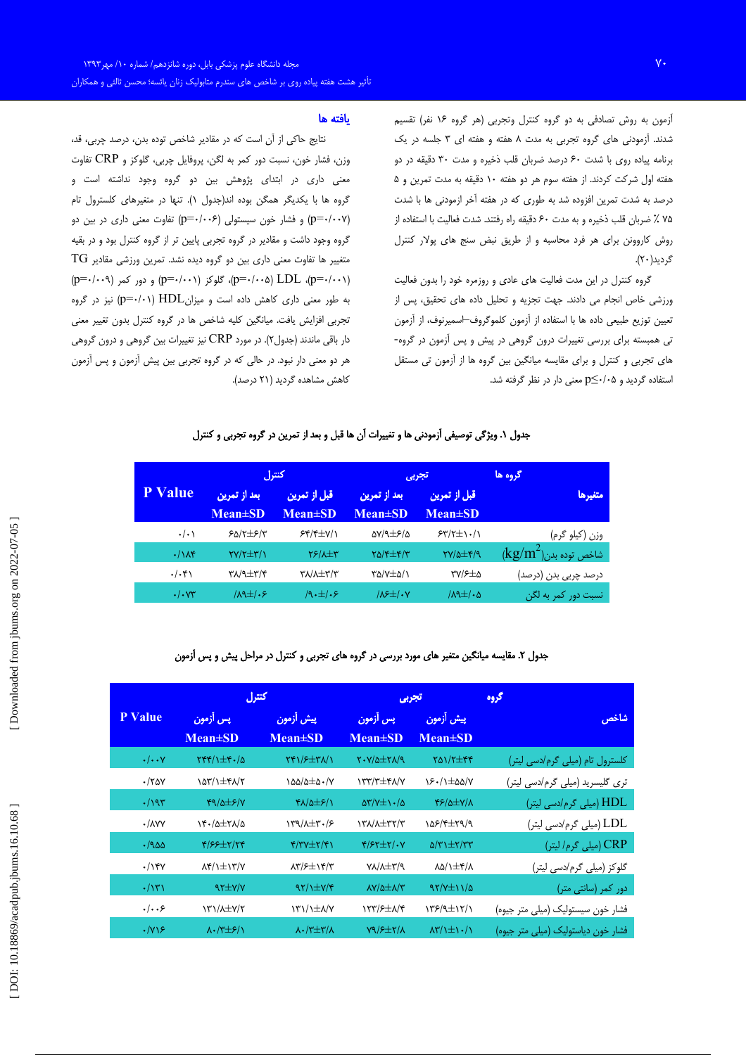آزمون به روش تصادفی به دو گروه کنترل وتجربی (هر گروه ۱۶ نفر) تقسیم شدند. آزمودنی های گروه تجربی به مدت ۸ هفته و هفته ای ۳ جلسه در یک برنامه پیاده روی با شدت ۶۰ درصد ضربان قلب ذخیره و مدت ۳۰ دقیقه در دو هفته اول شرکت کردند. از هفته سوم هر دو هفته ۱۰ دقیقه به مدت تمرین و ۵ درصد به شدت تمرین افزوده شد به طوری که در هفته آخر آزمودنی ها با شدت ۷۵ ٪ ضربان قلب ذخیره و به مدت ۶۰ دقیقه راه رفتند. شدت فعالیت با استفاده از روش کاروونن برای هر فرد محاسبه و از طریق نبض سنج های پولار کنترل گردید(۲۰).

گروه کنترل در این مدت فعالیت های عادی و روزمره خود را بدون فعالیت ورزشی خاص انجام می دادند. جهت تجزیه و تحلیل داده های تحقیق، پس از تعیین توزیع طبیعی داده ها با استفاده از آزمون کلموگروف–اسمیرنوف، از آزمون تی همبسته برای بررسی تغییرات درون گروهی در پیش و پس آزمون در گروه-های تجربی و کنترل و برای مقایسه میانگین بین گروه ها از آزمون تی مستقل استفاده گردید و p≤۰/۰۵ معنی دار در نظر گرفته شد.

## یافته ها

نتایج حاکی از آن است که در مقادیر شاخص توده بدن، درصد چربی، قد، وزن، فشار خون، نسبت دور کمر به لگن، پروفایل چربی، گلوکز و CRP تفاوت معنی داری در ابتدای پژوهش بین دو گروه وجود نداشته است و گروه ها با یکدیگر همگن بوده اند(جدول ۱). تنها در متغیرهای کلسترول تام (p=۰/۰۰۷) و فشار خون سیستولی (p=۰/۰۰۶) تفاوت معنی داری در بین دو گروه وجود داشت و مقادیر در گروه تجربی پایین تر از گروه کنترل بود و در بقیه متغییر ها تفاوت معنی داری بین دو گروه دیده نشد. تمرین ورزشی مقادیر TG (p=۰/۰۰۱)، LDL (p=۰/۰۰۵)، گلوکز (p=۰/۰۰۱) و دور کمر (p=۰/۰۰۹) به طور معنی داری کاهش داده است و میزانHDL (p=۰/۰۱) نیز در گروه تجربی افزایش یافت. میانگین کلیه شاخص ها در گروه کنترل بدون تغییر معنی دار باقی ماندند (جدول۲). در مورد CRP نیز تغییرات بین گروهی و درون گروهی هر دو معنی دار نبود. در حالی که در گروه تجربی بین پیش آزمون و پس آزمون کاهش مشاهده گردید (۲۱ درصد).

**جدول ۱. ویژگی توصیفی آزمودنی ها و تغییرات آن ها قبل و بعد از تمرین در گروه تجربی و کنترل**

| گروه ها / متغیرها | تجربی | | کنترل | | P Value |
|---|---|---|---|---|---|
| | قبل از تمرین Mean±SD | بعد از تمرین Mean±SD | قبل از تمرین Mean±SD | بعد از تمرین Mean±SD | |
| وزن (کیلو گرم) | ۶۳/۲±۱۰/۱ | ۵۷/۹±۶/۵ | ۶۴/۴±۷/۱ | ۶۵/۲±۶/۳ | ۰/۰۱ |
| شاخص توده بدن($kg/m^2$) | ۲۷/۵±۴/۹ | ۲۵/۴±۴/۳ | ۲۶/۸±۳ | ۲۷/۲±۳/۱ | ۰/۱۸۴ |
| درصد چربی بدن (درصد) | ۳۷/۶±۵ | ۳۵/۷±۵/۱ | ۳۸/۸±۳/۳ | ۳۸/۹±۳/۴ | ۰/۰۴۱ |
| نسبت دور کمر به لگن | /۸۹±/۰۵ | /۸۶±/۰۷ | /۹۰±/۰۶ | /۸۹±/۰۶ | ۰/۰۷۳ |

**جدول ۲. مقایسه میانگین متغیر های مورد بررسی در گروه های تجربی و کنترل در مراحل پیش و پس آزمون**

| گروه / شاخص | تجربی | | کنترل | | P Value |
|---|---|---|---|---|---|
| | پیش آزمون Mean±SD | پس آزمون Mean±SD | پیش آزمون Mean±SD | پس آزمون Mean±SD | |
| کلسترول تام (میلی گرم/دسی لیتر) | ۲۵۱/۲±۴۴ | ۲۰۷/۵±۲۸/۹ | ۲۴۱/۶±۳۸/۱ | ۲۴۴/۱±۴۰/۵ | ۰/۰۰۷ |
| تری گلیسرید (میلی گرم/دسی لیتر) | ۱۶۰/۱±۵۵/۷ | ۱۳۳/۳±۴۸/۷ | ۱۵۵/۵±۵۰/۷ | ۱۵۳/۱±۴۸/۲ | ۰/۲۵۷ |
| HDL (میلی گرم/دسی لیتر) | ۴۶/۵±۷/۸ | ۵۳/۷±۱۰/۵ | ۴۸/۵±۶/۱ | ۴۹/۵±۶/۷ | ۰/۱۹۳ |
| LDL (میلی گرم/دسی لیتر) | ۱۵۶/۴±۲۹/۹ | ۱۳۸/۸±۳۲/۳ | ۱۳۹/۸±۳۰/۶ | ۱۴۰/۵±۲۸/۵ | ۰/۸۷۷ |
| CRP (میلی گرم/ لیتر) | ۵/۳۱±۲/۳۳ | ۴/۶۲±۲/۰۷ | ۴/۳۷±۲/۴۱ | ۴/۶۶±۲/۲۴ | ۰/۹۵۵ |
| گلوکز (میلی گرم/دسی لیتر) | ۸۵/۱±۴/۸ | ۷۸/۸±۳/۹ | ۸۳/۶±۱۴/۳ | ۸۴/۱±۱۳/۷ | ۰/۱۴۷ |
| دور کمر (سانتی متر) | ۹۲/۷±۱۱/۵ | ۸۷/۵±۸/۳ | ۹۲/۱±۷/۴ | ۹۲±۷/۷ | ۰/۱۳۱ |
| فشار خون سیستولیک (میلی متر جیوه) | ۱۳۶/۹±۱۲/۱ | ۱۲۳/۶±۸/۴ | ۱۳۱/۱±۸/۷ | ۱۳۱/۸±۷/۲ | ۰/۰۰۶ |
| فشار خون دیاستولیک (میلی متر جیوه) | ۸۳/۱±۱۰/۱ | ۷۹/۶±۲/۸ | ۸۰/۳±۳/۸ | ۸۰/۳±۶/۱ | ۰/۷۱۶ |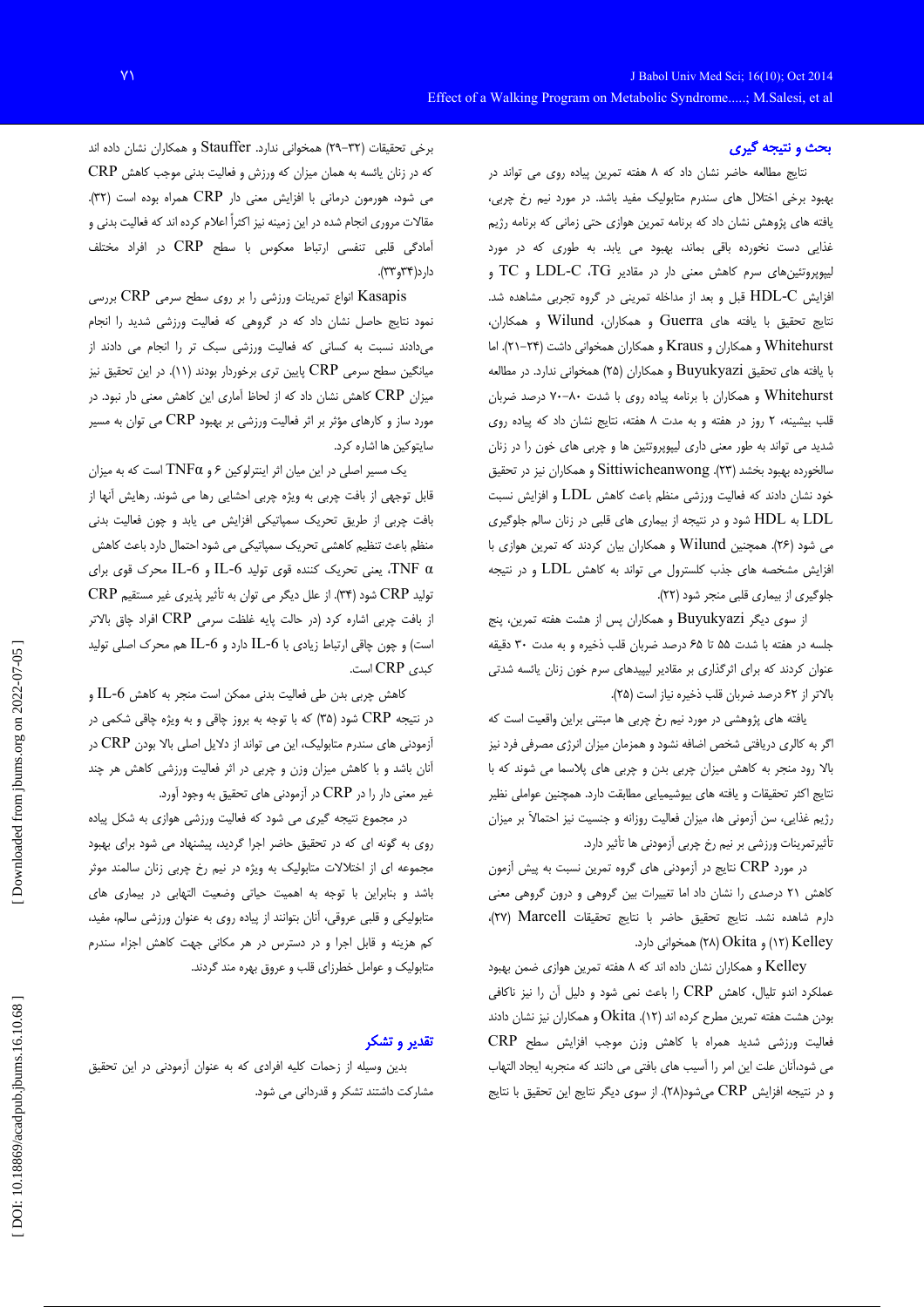## بحث و نتیجه گیری

نتایج مطالعه حاضر نشان داد که ۸ هفته تمرین پیاده روی می تواند در بهبود برخی اختلال های سندرم متابولیک مفید باشد. در مورد نیم رخ چربی، یافته های پژوهش نشان داد که برنامه تمرین هوازی حتی زمانی که برنامه رژیم غذایی دست نخورده باقی بماند، بهبود می یابد. به طوری که در مورد لیپوپروتئین‌های سرم کاهش معنی دار در مقادیر TG، LDL-C و TC و افزایش HDL-C قبل و بعد از مداخله تمرینی در گروه تجربی مشاهده شد. نتایج تحقیق با یافته های Guerra و همکاران، Wilund و همکاران، Whitehurst و همکاران و Kraus و همکاران همخوانی داشت (۲۴-۲۱). اما با یافته های تحقیق Buyukyazi و همکاران (۲۵) همخوانی ندارد. در مطالعه Whitehurst و همکاران با برنامه پیاده روی با شدت ۸۰-۷۰ درصد ضربان قلب بیشینه، ۲ روز در هفته و به مدت ۸ هفته، نتایج نشان داد که پیاده روی شدید می تواند به طور معنی داری لیپوپروتئین ها و چربی های خون را در زنان سالخورده بهبود بخشد (۲۳). Sittiwicheanwong و همکاران نیز در تحقیق خود نشان دادند که فعالیت ورزشی منظم باعث کاهش LDL و افزایش نسبت LDL به HDL شود و در نتیجه از بیماری های قلبی در زنان سالم جلوگیری می شود (۲۶). همچنین Wilund و همکاران بیان کردند که تمرین هوازی با افزایش مشخصه های جذب کلسترول می تواند به کاهش LDL و در نتیجه جلوگیری از بیماری قلبی منجر شود (۲۲).

از سوی دیگر Buyukyazi و همکاران پس از هشت هفته تمرین، پنج جلسه در هفته با شدت ۵۵ تا ۶۵ درصد ضربان قلب ذخیره و به مدت ۳۰ دقیقه عنوان کردند که برای اثرگذاری بر مقادیر لیپیدهای سرم خون زنان یائسه شدتی بالاتر از ۶۲ درصد ضربان قلب ذخیره نیاز است (۲۵).

یافته های پژوهشی در مورد نیم رخ چربی ها مبتنی براین واقعیت است که اگر به کالری دریافتی شخص اضافه نشود و همزمان میزان انرژی مصرفی فرد نیز بالا رود منجر به کاهش میزان چربی بدن و چربی های پلاسما می شوند که با نتایج اکثر تحقیقات و یافته های بیوشیمیایی مطابقت دارد. همچنین عواملی نظیر رژیم غذایی، سن آزمونی ها، میزان فعالیت روزانه و جنسیت نیز احتمالاً بر میزان تأثیرتمرینات ورزشی بر نیم رخ چربی آزمودنی ها تأثیر دارد.

در مورد CRP نتایج در آزمودنی های گروه تمرین نسبت به پیش آزمون کاهش ۲۱ درصدی را نشان داد اما تغییرات بین گروهی و درون گروهی معنی دارم شاهده نشد. نتایج تحقیق حاضر با نتایج تحقیقات Marcell (۲۷)، Kelley (۱۲) و Okita (۲۸) همخوانی دارد.

Kelley و همکاران نشان داده اند که ۸ هفته تمرین هوازی ضمن بهبود عملکرد اندو تلیال، کاهش CRP را باعث نمی شود و دلیل آن را نیز ناکافی بودن هشت هفته تمرین مطرح کرده اند (۱۲). Okita و همکاران نیز نشان دادند فعالیت ورزشی شدید همراه با کاهش وزن موجب افزایش سطح CRP می شود،آنان علت این امر را آسیب های بافتی می دانند که منجربه ایجاد التهاب و در نتیجه افزایش CRP می‌شود(۲۸). از سوی دیگر نتایج این تحقیق با نتایج برخی تحقیقات (۳۲-۲۹) همخوانی ندارد. Stauffer و همکاران نشان داده اند که در زنان یائسه به همان میزان که ورزش و فعالیت بدنی موجب کاهش CRP می شود، هورمون درمانی با افزایش معنی دار CRP همراه بوده است (۳۲). مقالات مروری انجام شده در این زمینه نیز اکثراً اعلام کرده اند که فعالیت بدنی و آمادگی قلبی تنفسی ارتباط معکوس با سطح CRP در افراد مختلف دارد(۳۴و۳۳).

Kasapis انواع تمرینات ورزشی را بر روی سطح سرمی CRP بررسی نمود نتایج حاصل نشان داد که در گروهی که فعالیت ورزشی شدید را انجام می‌دادند نسبت به کسانی که فعالیت ورزشی سبک تر را انجام می دادند از میانگین سطح سرمی CRP پایین تری برخوردار بودند (۱۱). در این تحقیق نیز میزان CRP کاهش نشان داد که از لحاظ آماری این کاهش معنی دار نبود. در مورد ساز و کارهای مؤثر بر اثر فعالیت ورزشی بر بهبود CRP می توان به مسیر سایتوکین ها اشاره کرد.

یک مسیر اصلی در این میان اثر اینترلوکین ۶ و TNFα است که به میزان قابل توجهی از بافت چربی به ویژه چربی احشایی رها می شوند. رهایش آنها از بافت چربی از طریق تحریک سمپاتیکی افزایش می یابد و چون فعالیت بدنی منظم باعث تنظیم کاهشی تحریک سمپاتیکی می شود احتمال دارد باعث کاهش TNF α، یعنی تحریک کننده قوی تولید IL-6 و IL-6 محرک قوی برای تولید CRP شود (۳۴). از علل دیگر می توان به تأثیر پذیری غیر مستقیم CRP از بافت چربی اشاره کرد (در حالت پایه غلظت سرمی CRP افراد چاق بالاتر است) و چون چاقی ارتباط زیادی با IL-6 دارد و IL-6 هم محرک اصلی تولید کبدی CRP است.

کاهش چربی بدن طی فعالیت بدنی ممکن است منجر به کاهش IL-6 و در نتیجه CRP شود (۳۵) که با توجه به بروز چاقی و به ویژه چاقی شکمی در آزمودنی های سندرم متابولیک، این می تواند از دلایل اصلی بالا بودن CRP در آنان باشد و با کاهش میزان وزن و چربی در اثر فعالیت ورزشی کاهش هر چند غیر معنی دار را در CRP در آزمودنی های تحقیق به وجود آورد.

در مجموع نتیجه گیری می شود که فعالیت ورزشی هوازی به شکل پیاده روی به گونه ای که در تحقیق حاضر اجرا گردید، پیشنهاد می شود برای بهبود مجموعه ای از اختلالات متابولیک به ویژه در نیم رخ چربی زنان سالمند موثر باشد و بنابراین با توجه به اهمیت حیاتی وضعیت التهابی در بیماری های متابولیکی و قلبی عروقی، آنان بتوانند از پیاده روی به عنوان ورزشی سالم، مفید، کم هزینه و قابل اجرا و در دسترس در هر مکانی جهت کاهش اجزاء سندرم متابولیک و عوامل خطرزای قلب و عروق بهره مند گردند.

## تقدیر و تشکر

بدین وسیله از زحمات کلیه افرادی که به عنوان آزمودنی در این تحقیق مشارکت داشتند تشکر و قدردانی می شود.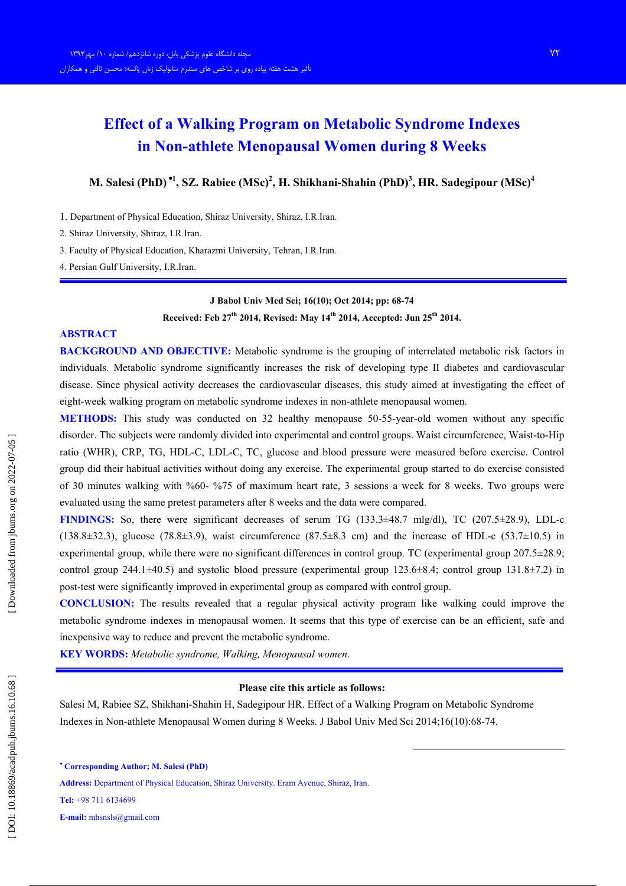# Effect of a Walking Program on Metabolic Syndrome Indexes in Non-athlete Menopausal Women during 8 Weeks

**M. Salesi (PhD)** [•1], **SZ. Rabiee (MSc)** [2], **H. Shikhani-Shahin (PhD)** [3], **HR. Sadegipour (MSc)** [4]

1. Department of Physical Education, Shiraz University, Shiraz, I.R.Iran.
2. Shiraz University, Shiraz, I.R.Iran.
3. Faculty of Physical Education, Kharazmi University, Tehran, I.R.Iran.
4. Persian Gulf University, I.R.Iran.

**J Babol Univ Med Sci; 16(10); Oct 2014; pp: 68-74**

**Received: Feb 27th 2014, Revised: May 14th 2014, Accepted: Jun 25th 2014.**

## ABSTRACT

**BACKGROUND AND OBJECTIVE:** Metabolic syndrome is the grouping of interrelated metabolic risk factors in individuals. Metabolic syndrome significantly increases the risk of developing type II diabetes and cardiovascular disease. Since physical activity decreases the cardiovascular diseases, this study aimed at investigating the effect of eight-week walking program on metabolic syndrome indexes in non-athlete menopausal women.

**METHODS:** This study was conducted on 32 healthy menopause 50-55-year-old women without any specific disorder. The subjects were randomly divided into experimental and control groups. Waist circumference, Waist-to-Hip ratio (WHR), CRP, TG, HDL-C, LDL-C, TC, glucose and blood pressure were measured before exercise. Control group did their habitual activities without doing any exercise. The experimental group started to do exercise consisted of 30 minutes walking with %60- %75 of maximum heart rate, 3 sessions a week for 8 weeks. Two groups were evaluated using the same pretest parameters after 8 weeks and the data were compared.

**FINDINGS:** So, there were significant decreases of serum TG (133.3±48.7 mlg/dl), TC (207.5±28.9), LDL-c (138.8±32.3), glucose (78.8±3.9), waist circumference (87.5±8.3 cm) and the increase of HDL-c (53.7±10.5) in experimental group, while there were no significant differences in control group. TC (experimental group 207.5±28.9; control group 244.1±40.5) and systolic blood pressure (experimental group 123.6±8.4; control group 131.8±7.2) in post-test were significantly improved in experimental group as compared with control group.

**CONCLUSION:** The results revealed that a regular physical activity program like walking could improve the metabolic syndrome indexes in menopausal women. It seems that this type of exercise can be an efficient, safe and inexpensive way to reduce and prevent the metabolic syndrome.

**KEY WORDS:** *Metabolic syndrome, Walking, Menopausal women*.

**Please cite this article as follows:**

Salesi M, Rabiee SZ, Shikhani-Shahin H, Sadegipour HR. Effect of a Walking Program on Metabolic Syndrome Indexes in Non-athlete Menopausal Women during 8 Weeks. J Babol Univ Med Sci 2014;16(10):68-74.

---

[•] **Corresponding Author; M. Salesi (PhD)**

**Address:** Department of Physical Education, Shiraz University. Eram Avenue, Shiraz, Iran.

**Tel:** +98 711 6134699

**E-mail:** mhsnsls@gmail.com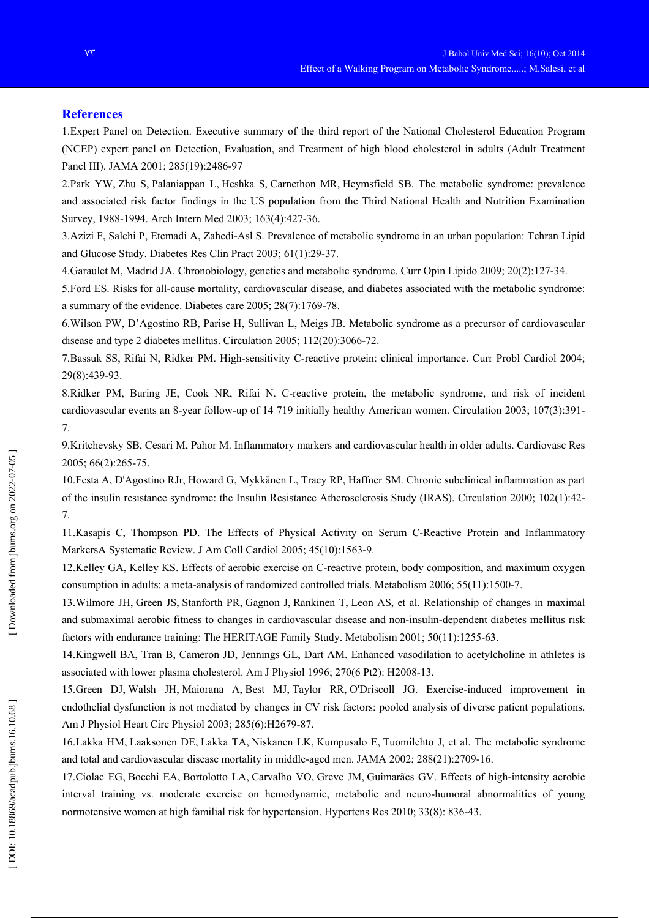## References

1.Expert Panel on Detection. Executive summary of the third report of the National Cholesterol Education Program (NCEP) expert panel on Detection, Evaluation, and Treatment of high blood cholesterol in adults (Adult Treatment Panel III). JAMA 2001; 285(19):2486-97

2.Park YW, Zhu S, Palaniappan L, Heshka S, Carnethon MR, Heymsfield SB. The metabolic syndrome: prevalence and associated risk factor findings in the US population from the Third National Health and Nutrition Examination Survey, 1988-1994. Arch Intern Med 2003; 163(4):427-36.

3.Azizi F, Salehi P, Etemadi A, Zahedi-Asl S. Prevalence of metabolic syndrome in an urban population: Tehran Lipid and Glucose Study. Diabetes Res Clin Pract 2003; 61(1):29-37.

4.Garaulet M, Madrid JA. Chronobiology, genetics and metabolic syndrome. Curr Opin Lipido 2009; 20(2):127-34.

5.Ford ES. Risks for all-cause mortality, cardiovascular disease, and diabetes associated with the metabolic syndrome: a summary of the evidence. Diabetes care 2005; 28(7):1769-78.

6.Wilson PW, D'Agostino RB, Parise H, Sullivan L, Meigs JB. Metabolic syndrome as a precursor of cardiovascular disease and type 2 diabetes mellitus. Circulation 2005; 112(20):3066-72.

7.Bassuk SS, Rifai N, Ridker PM. High-sensitivity C-reactive protein: clinical importance. Curr Probl Cardiol 2004; 29(8):439-93.

8.Ridker PM, Buring JE, Cook NR, Rifai N. C-reactive protein, the metabolic syndrome, and risk of incident cardiovascular events an 8-year follow-up of 14 719 initially healthy American women. Circulation 2003; 107(3):391-7.

9.Kritchevsky SB, Cesari M, Pahor M. Inflammatory markers and cardiovascular health in older adults. Cardiovasc Res 2005; 66(2):265-75.

10.Festa A, D'Agostino RJr, Howard G, Mykkänen L, Tracy RP, Haffner SM. Chronic subclinical inflammation as part of the insulin resistance syndrome: the Insulin Resistance Atherosclerosis Study (IRAS). Circulation 2000; 102(1):42-7.

11.Kasapis C, Thompson PD. The Effects of Physical Activity on Serum C-Reactive Protein and Inflammatory MarkersA Systematic Review. J Am Coll Cardiol 2005; 45(10):1563-9.

12.Kelley GA, Kelley KS. Effects of aerobic exercise on C-reactive protein, body composition, and maximum oxygen consumption in adults: a meta-analysis of randomized controlled trials. Metabolism 2006; 55(11):1500-7.

13.Wilmore JH, Green JS, Stanforth PR, Gagnon J, Rankinen T, Leon AS, et al. Relationship of changes in maximal and submaximal aerobic fitness to changes in cardiovascular disease and non-insulin-dependent diabetes mellitus risk factors with endurance training: The HERITAGE Family Study. Metabolism 2001; 50(11):1255-63.

14.Kingwell BA, Tran B, Cameron JD, Jennings GL, Dart AM. Enhanced vasodilation to acetylcholine in athletes is associated with lower plasma cholesterol. Am J Physiol 1996; 270(6 Pt2): H2008-13.

15.Green DJ, Walsh JH, Maiorana A, Best MJ, Taylor RR, O'Driscoll JG. Exercise-induced improvement in endothelial dysfunction is not mediated by changes in CV risk factors: pooled analysis of diverse patient populations. Am J Physiol Heart Circ Physiol 2003; 285(6):H2679-87.

16.Lakka HM, Laaksonen DE, Lakka TA, Niskanen LK, Kumpusalo E, Tuomilehto J, et al. The metabolic syndrome and total and cardiovascular disease mortality in middle-aged men. JAMA 2002; 288(21):2709-16.

17.Ciolac EG, Bocchi EA, Bortolotto LA, Carvalho VO, Greve JM, Guimarães GV. Effects of high-intensity aerobic interval training vs. moderate exercise on hemodynamic, metabolic and neuro-humoral abnormalities of young normotensive women at high familial risk for hypertension. Hypertens Res 2010; 33(8): 836-43.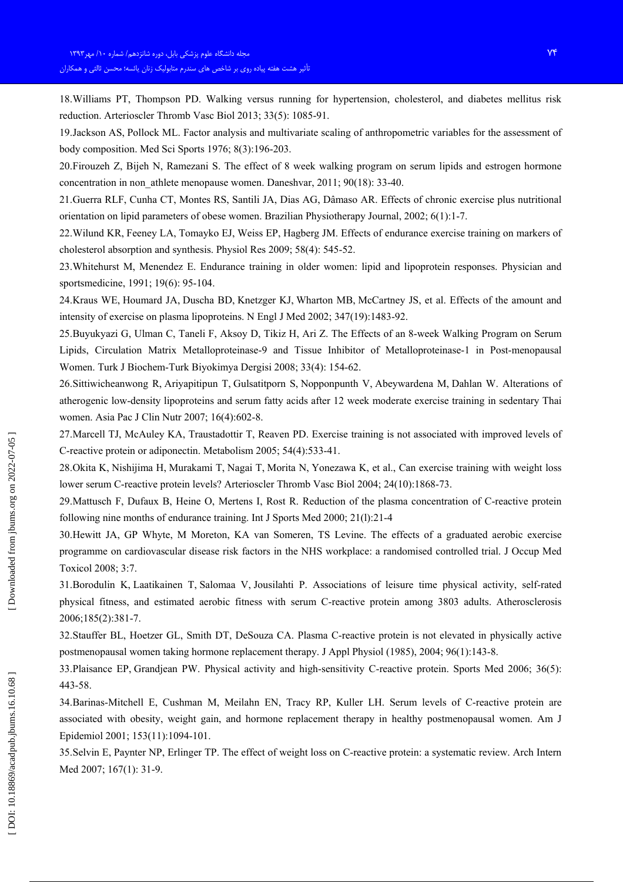18.Williams PT, Thompson PD. Walking versus running for hypertension, cholesterol, and diabetes mellitus risk reduction. Arterioscler Thromb Vasc Biol 2013; 33(5): 1085-91.

19.Jackson AS, Pollock ML. Factor analysis and multivariate scaling of anthropometric variables for the assessment of body composition. Med Sci Sports 1976; 8(3):196-203.

20.Firouzeh Z, Bijeh N, Ramezani S. The effect of 8 week walking program on serum lipids and estrogen hormone concentration in non_athlete menopause women. Daneshvar, 2011; 90(18): 33-40.

21.Guerra RLF, Cunha CT, Montes RS, Santili JA, Dias AG, Dâmaso AR. Effects of chronic exercise plus nutritional orientation on lipid parameters of obese women. Brazilian Physiotherapy Journal, 2002; 6(1):1-7.

22.Wilund KR, Feeney LA, Tomayko EJ, Weiss EP, Hagberg JM. Effects of endurance exercise training on markers of cholesterol absorption and synthesis. Physiol Res 2009; 58(4): 545-52.

23.Whitehurst M, Menendez E. Endurance training in older women: lipid and lipoprotein responses. Physician and sportsmedicine, 1991; 19(6): 95-104.

24.Kraus WE, Houmard JA, Duscha BD, Knetzger KJ, Wharton MB, McCartney JS, et al. Effects of the amount and intensity of exercise on plasma lipoproteins. N Engl J Med 2002; 347(19):1483-92.

25.Buyukyazi G, Ulman C, Taneli F, Aksoy D, Tikiz H, Ari Z. The Effects of an 8-week Walking Program on Serum Lipids, Circulation Matrix Metalloproteinase-9 and Tissue Inhibitor of Metalloproteinase-1 in Post-menopausal Women. Turk J Biochem-Turk Biyokimya Dergisi 2008; 33(4): 154-62.

26.Sittiwicheanwong R, Ariyapitipun T, Gulsatitporn S, Nopponpunth V, Abeywardena M, Dahlan W. Alterations of atherogenic low-density lipoproteins and serum fatty acids after 12 week moderate exercise training in sedentary Thai women. Asia Pac J Clin Nutr 2007; 16(4):602-8.

27.Marcell TJ, McAuley KA, Traustadottir T, Reaven PD. Exercise training is not associated with improved levels of C-reactive protein or adiponectin. Metabolism 2005; 54(4):533-41.

28.Okita K, Nishijima H, Murakami T, Nagai T, Morita N, Yonezawa K, et al., Can exercise training with weight loss lower serum C-reactive protein levels? Arterioscler Thromb Vasc Biol 2004; 24(10):1868-73.

29.Mattusch F, Dufaux B, Heine O, Mertens I, Rost R. Reduction of the plasma concentration of C-reactive protein following nine months of endurance training. Int J Sports Med 2000; 21(l):21-4

30.Hewitt JA, GP Whyte, M Moreton, KA van Someren, TS Levine. The effects of a graduated aerobic exercise programme on cardiovascular disease risk factors in the NHS workplace: a randomised controlled trial. J Occup Med Toxicol 2008; 3:7.

31.Borodulin K, Laatikainen T, Salomaa V, Jousilahti P. Associations of leisure time physical activity, self-rated physical fitness, and estimated aerobic fitness with serum C-reactive protein among 3803 adults. Atherosclerosis 2006;185(2):381-7.

32.Stauffer BL, Hoetzer GL, Smith DT, DeSouza CA. Plasma C-reactive protein is not elevated in physically active postmenopausal women taking hormone replacement therapy. J Appl Physiol (1985), 2004; 96(1):143-8.

33.Plaisance EP, Grandjean PW. Physical activity and high-sensitivity C-reactive protein. Sports Med 2006; 36(5): 443-58.

34.Barinas-Mitchell E, Cushman M, Meilahn EN, Tracy RP, Kuller LH. Serum levels of C-reactive protein are associated with obesity, weight gain, and hormone replacement therapy in healthy postmenopausal women. Am J Epidemiol 2001; 153(11):1094-101.

35.Selvin E, Paynter NP, Erlinger TP. The effect of weight loss on C-reactive protein: a systematic review. Arch Intern Med 2007; 167(1): 31-9.